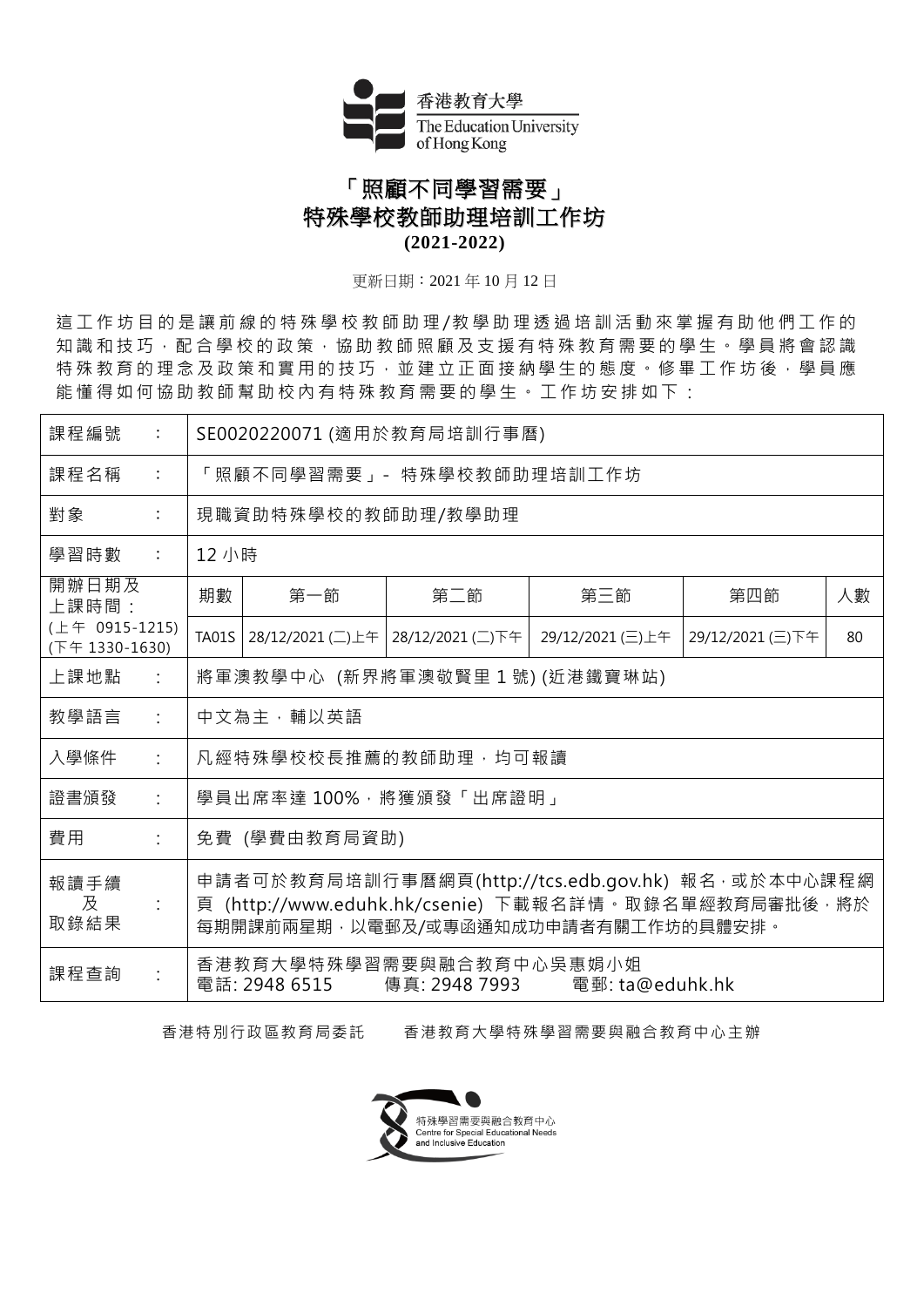香港教育大學
The Education University of Hong Kong

# 「照顧不同學習需要」
# 特殊學校教師助理培訓工作坊
## (2021-2022)

更新日期：2021 年 10 月 12 日

這工作坊目的是讓前線的特殊學校教師助理/教學助理透過培訓活動來掌握有助他們工作的知識和技巧，配合學校的政策，協助教師照顧及支援有特殊教育需要的學生。學員將會認識特殊教育的理念及政策和實用的技巧，並建立正面接納學生的態度。修畢工作坊後，學員應能懂得如何協助教師幫助校內有特殊教育需要的學生。工作坊安排如下：

| 項目 | | | | | | |
|---|---|---|---|---|---|---|
| 課程編號 ： | SE0020220071 (適用於教育局培訓行事曆) | | | | | |
| 課程名稱 ： | 「照顧不同學習需要」- 特殊學校教師助理培訓工作坊 | | | | | |
| 對象 ： | 現職資助特殊學校的教師助理/教學助理 | | | | | |
| 學習時數 ： | 12 小時 | | | | | |
| 開辦日期及上課時間：(上午 0915-1215) (下午 1330-1630) | 期數 | 第一節 | 第二節 | 第三節 | 第四節 | 人數 |
| | TA01S | 28/12/2021 (二)上午 | 28/12/2021 (二)下午 | 29/12/2021 (三)上午 | 29/12/2021 (三)下午 | 80 |
| 上課地點 ： | 將軍澳教學中心 (新界將軍澳敬賢里 1 號) (近港鐵寶琳站) | | | | | |
| 教學語言 ： | 中文為主，輔以英語 | | | | | |
| 入學條件 ： | 凡經特殊學校校長推薦的教師助理，均可報讀 | | | | | |
| 證書頒發 ： | 學員出席率達 100%，將獲頒發「出席證明」 | | | | | |
| 費用 ： | 免費 (學費由教育局資助) | | | | | |
| 報讀手續及取錄結果 ： | 申請者可於教育局培訓行事曆網頁(http://tcs.edb.gov.hk) 報名，或於本中心課程網頁 (http://www.eduhk.hk/csenie) 下載報名詳情。取錄名單經教育局審批後，將於每期開課前兩星期，以電郵及/或專函通知成功申請者有關工作坊的具體安排。 | | | | | |
| 課程查詢 ： | 香港教育大學特殊學習需要與融合教育中心吳惠娟小姐<br>電話: 2948 6515 傳真: 2948 7993 電郵: ta@eduhk.hk | | | | | |

香港特別行政區教育局委託　　香港教育大學特殊學習需要與融合教育中心主辦

特殊學習需要與融合教育中心
Centre for Special Educational Needs and Inclusive Education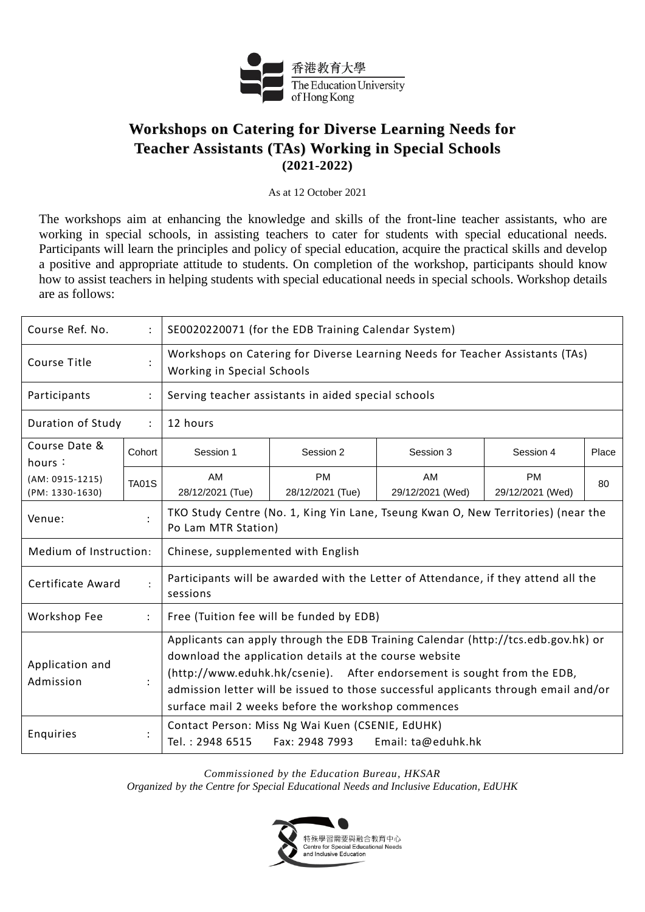# Workshops on Catering for Diverse Learning Needs for Teacher Assistants (TAs) Working in Special Schools

**(2021-2022)**

As at 12 October 2021

The workshops aim at enhancing the knowledge and skills of the front-line teacher assistants, who are working in special schools, in assisting teachers to cater for students with special educational needs. Participants will learn the principles and policy of special education, acquire the practical skills and develop a positive and appropriate attitude to students. On completion of the workshop, participants should know how to assist teachers in helping students with special educational needs in special schools. Workshop details are as follows:

| | | | | | | |
|---|---|---|---|---|---|---|
| Course Ref. No. : | | SE0020220071 (for the EDB Training Calendar System) | | | | |
| Course Title : | | Workshops on Catering for Diverse Learning Needs for Teacher Assistants (TAs) Working in Special Schools | | | | |
| Participants : | | Serving teacher assistants in aided special schools | | | | |
| Duration of Study : | | 12 hours | | | | |
| Course Date & hours： | Cohort | Session 1 | Session 2 | Session 3 | Session 4 | Place |
| (AM: 0915-1215) (PM: 1330-1630) | TA01S | AM 28/12/2021 (Tue) | PM 28/12/2021 (Tue) | AM 29/12/2021 (Wed) | PM 29/12/2021 (Wed) | 80 |
| Venue: : | | TKO Study Centre (No. 1, King Yin Lane, Tseung Kwan O, New Territories) (near the Po Lam MTR Station) | | | | |
| Medium of Instruction: | | Chinese, supplemented with English | | | | |
| Certificate Award : | | Participants will be awarded with the Letter of Attendance, if they attend all the sessions | | | | |
| Workshop Fee : | | Free (Tuition fee will be funded by EDB) | | | | |
| Application and Admission : | | Applicants can apply through the EDB Training Calendar (http://tcs.edb.gov.hk) or download the application details at the course website (http://www.eduhk.hk/csenie). After endorsement is sought from the EDB, admission letter will be issued to those successful applicants through email and/or surface mail 2 weeks before the workshop commences | | | | |
| Enquiries : | | Contact Person: Miss Ng Wai Kuen (CSENIE, EdUHK) Tel. : 2948 6515 Fax: 2948 7993 Email: ta@eduhk.hk | | | | |

*Commissioned by the Education Bureau, HKSAR*
*Organized by the Centre for Special Educational Needs and Inclusive Education, EdUHK*